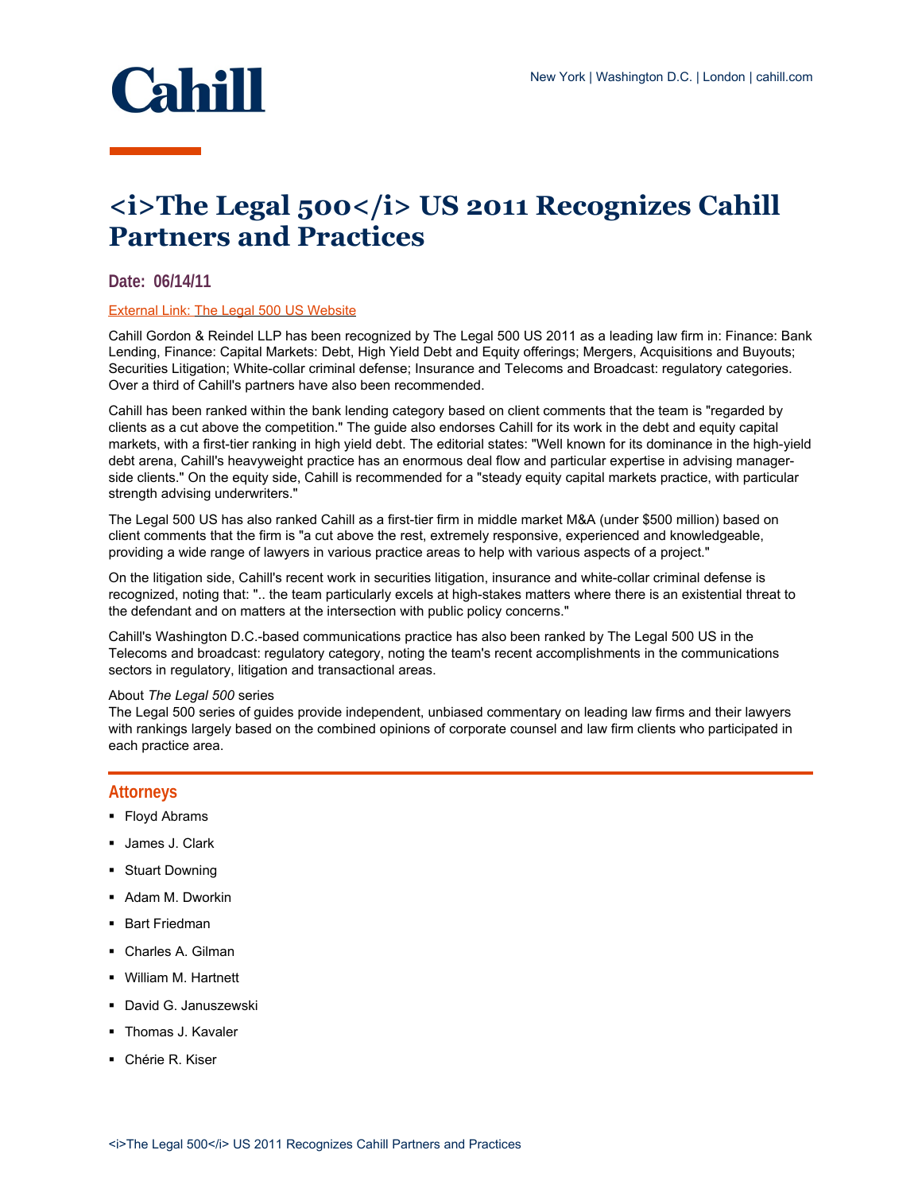Cahill

New York | Washington D.C. | London | cahill.com

# <i>The Legal 500</i> US 2011 Recognizes Cahill Partners and Practices

**Date: 06/14/11**

External Link: The Legal 500 US Website

Cahill Gordon & Reindel LLP has been recognized by The Legal 500 US 2011 as a leading law firm in: Finance: Bank Lending, Finance: Capital Markets: Debt, High Yield Debt and Equity offerings; Mergers, Acquisitions and Buyouts; Securities Litigation; White-collar criminal defense; Insurance and Telecoms and Broadcast: regulatory categories. Over a third of Cahill's partners have also been recommended.

Cahill has been ranked within the bank lending category based on client comments that the team is "regarded by clients as a cut above the competition." The guide also endorses Cahill for its work in the debt and equity capital markets, with a first-tier ranking in high yield debt. The editorial states: "Well known for its dominance in the high-yield debt arena, Cahill's heavyweight practice has an enormous deal flow and particular expertise in advising manager-side clients." On the equity side, Cahill is recommended for a "steady equity capital markets practice, with particular strength advising underwriters."

The Legal 500 US has also ranked Cahill as a first-tier firm in middle market M&A (under $500 million) based on client comments that the firm is "a cut above the rest, extremely responsive, experienced and knowledgeable, providing a wide range of lawyers in various practice areas to help with various aspects of a project."

On the litigation side, Cahill's recent work in securities litigation, insurance and white-collar criminal defense is recognized, noting that: ".. the team particularly excels at high-stakes matters where there is an existential threat to the defendant and on matters at the intersection with public policy concerns."

Cahill's Washington D.C.-based communications practice has also been ranked by The Legal 500 US in the Telecoms and broadcast: regulatory category, noting the team's recent accomplishments in the communications sectors in regulatory, litigation and transactional areas.

About *The Legal 500* series
The Legal 500 series of guides provide independent, unbiased commentary on leading law firms and their lawyers with rankings largely based on the combined opinions of corporate counsel and law firm clients who participated in each practice area.

## Attorneys

- Floyd Abrams
- James J. Clark
- Stuart Downing
- Adam M. Dworkin
- Bart Friedman
- Charles A. Gilman
- William M. Hartnett
- David G. Januszewski
- Thomas J. Kavaler
- Chérie R. Kiser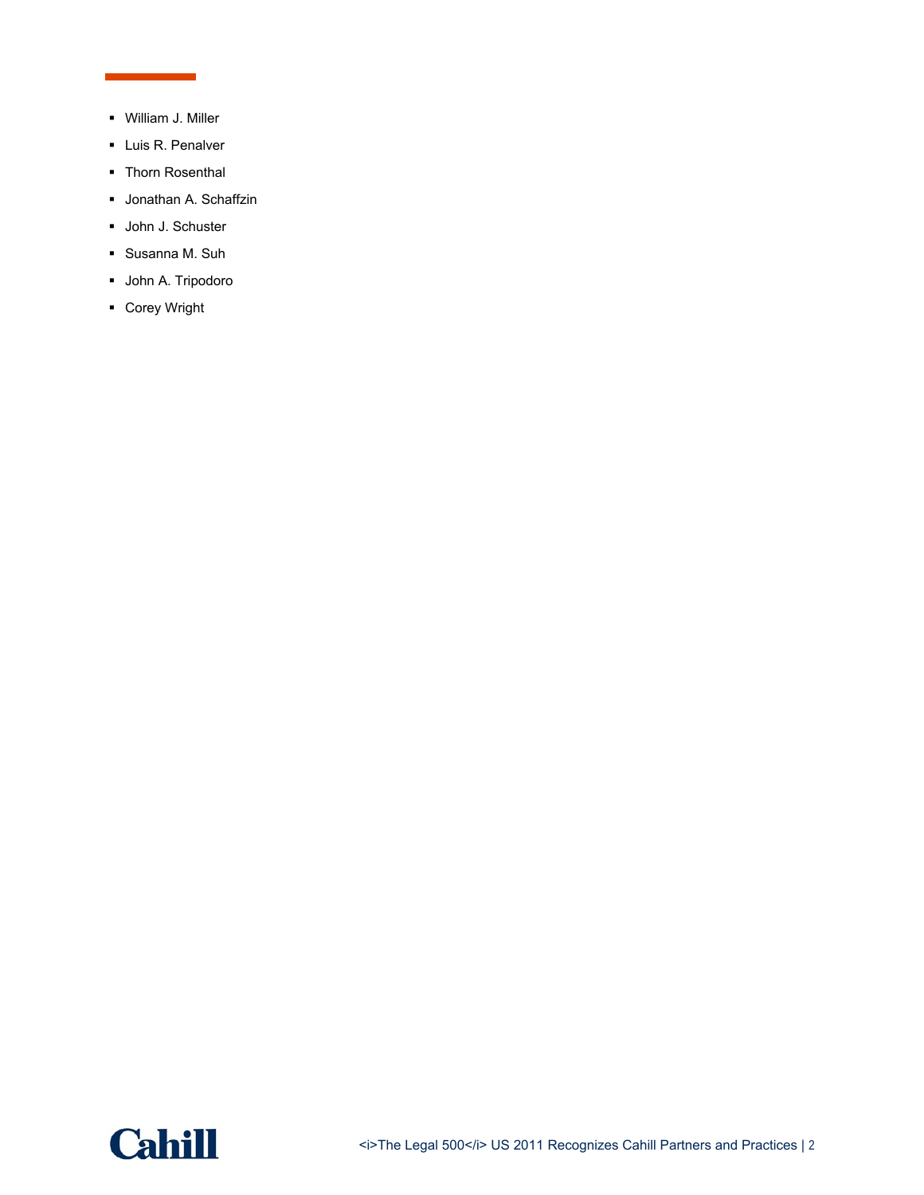- William J. Miller
- Luis R. Penalver
- Thorn Rosenthal
- Jonathan A. Schaffzin
- John J. Schuster
- Susanna M. Suh
- John A. Tripodoro
- Corey Wright